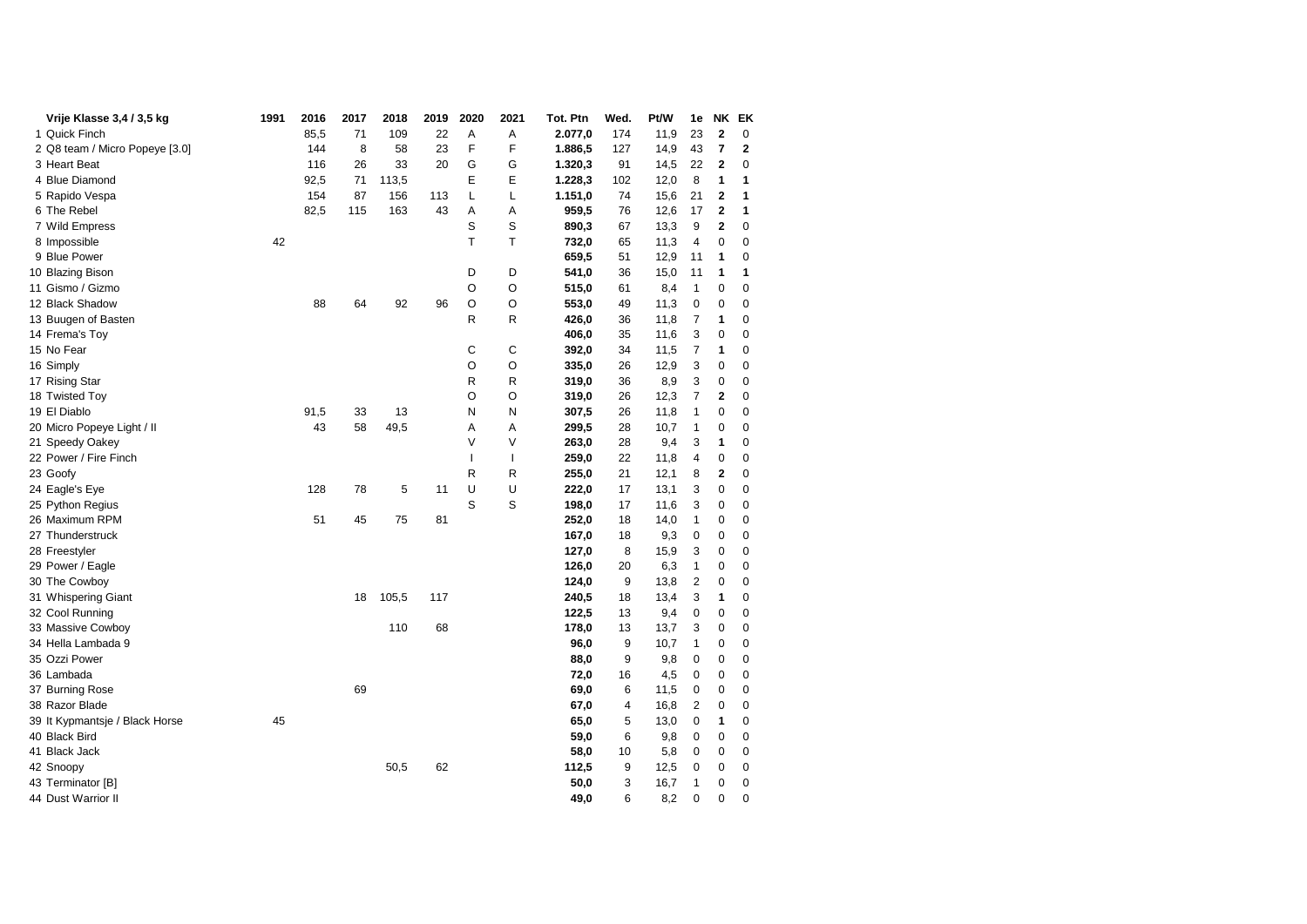| | Vrije Klasse 3,4 / 3,5 kg | 1991 | 2016 | 2017 | 2018 | 2019 | 2020 | 2021 | Tot. Ptn | Wed. | Pt/W | 1e | NK | EK |
|---|---|---|---|---|---|---|---|---|---|---|---|---|---|---|
| 1 | Quick Finch | | 85,5 | 71 | 109 | 22 | A | A | **2.077,0** | 174 | 11,9 | 23 | **2** | 0 |
| 2 | Q8 team / Micro Popeye [3.0] | | 144 | 8 | 58 | 23 | F | F | **1.886,5** | 127 | 14,9 | 43 | **7** | **2** |
| 3 | Heart Beat | | 116 | 26 | 33 | 20 | G | G | **1.320,3** | 91 | 14,5 | 22 | **2** | 0 |
| 4 | Blue Diamond | | 92,5 | 71 | 113,5 | | E | E | **1.228,3** | 102 | 12,0 | 8 | **1** | **1** |
| 5 | Rapido Vespa | | 154 | 87 | 156 | 113 | L | L | **1.151,0** | 74 | 15,6 | 21 | **2** | **1** |
| 6 | The Rebel | | 82,5 | 115 | 163 | 43 | A | A | **959,5** | 76 | 12,6 | 17 | **2** | **1** |
| 7 | Wild Empress | | | | | | S | S | **890,3** | 67 | 13,3 | 9 | **2** | 0 |
| 8 | Impossible | 42 | | | | | T | T | **732,0** | 65 | 11,3 | 4 | 0 | 0 |
| 9 | Blue Power | | | | | | | | **659,5** | 51 | 12,9 | 11 | **1** | 0 |
| 10 | Blazing Bison | | | | | | D | D | **541,0** | 36 | 15,0 | 11 | **1** | **1** |
| 11 | Gismo / Gizmo | | | | | | O | O | **515,0** | 61 | 8,4 | 1 | 0 | 0 |
| 12 | Black Shadow | | 88 | 64 | 92 | 96 | O | O | **553,0** | 49 | 11,3 | 0 | 0 | 0 |
| 13 | Buugen of Basten | | | | | | R | R | **426,0** | 36 | 11,8 | 7 | **1** | 0 |
| 14 | Frema's Toy | | | | | | | | **406,0** | 35 | 11,6 | 3 | 0 | 0 |
| 15 | No Fear | | | | | | C | C | **392,0** | 34 | 11,5 | 7 | **1** | 0 |
| 16 | Simply | | | | | | O | O | **335,0** | 26 | 12,9 | 3 | 0 | 0 |
| 17 | Rising Star | | | | | | R | R | **319,0** | 36 | 8,9 | 3 | 0 | 0 |
| 18 | Twisted Toy | | | | | | O | O | **319,0** | 26 | 12,3 | 7 | **2** | 0 |
| 19 | El Diablo | | 91,5 | 33 | 13 | | N | N | **307,5** | 26 | 11,8 | 1 | 0 | 0 |
| 20 | Micro Popeye Light / II | | 43 | 58 | 49,5 | | A | A | **299,5** | 28 | 10,7 | 1 | 0 | 0 |
| 21 | Speedy Oakey | | | | | | V | V | **263,0** | 28 | 9,4 | 3 | **1** | 0 |
| 22 | Power / Fire Finch | | | | | | I | I | **259,0** | 22 | 11,8 | 4 | 0 | 0 |
| 23 | Goofy | | | | | | R | R | **255,0** | 21 | 12,1 | 8 | **2** | 0 |
| 24 | Eagle's Eye | | 128 | 78 | 5 | 11 | U | U | **222,0** | 17 | 13,1 | 3 | 0 | 0 |
| 25 | Python Regius | | | | | | S | S | **198,0** | 17 | 11,6 | 3 | 0 | 0 |
| 26 | Maximum RPM | | 51 | 45 | 75 | 81 | | | **252,0** | 18 | 14,0 | 1 | 0 | 0 |
| 27 | Thunderstruck | | | | | | | | **167,0** | 18 | 9,3 | 0 | 0 | 0 |
| 28 | Freestyler | | | | | | | | **127,0** | 8 | 15,9 | 3 | 0 | 0 |
| 29 | Power / Eagle | | | | | | | | **126,0** | 20 | 6,3 | 1 | 0 | 0 |
| 30 | The Cowboy | | | | | | | | **124,0** | 9 | 13,8 | 2 | 0 | 0 |
| 31 | Whispering Giant | | | 18 | 105,5 | 117 | | | **240,5** | 18 | 13,4 | 3 | **1** | 0 |
| 32 | Cool Running | | | | | | | | **122,5** | 13 | 9,4 | 0 | 0 | 0 |
| 33 | Massive Cowboy | | | | 110 | 68 | | | **178,0** | 13 | 13,7 | 3 | 0 | 0 |
| 34 | Hella Lambada 9 | | | | | | | | **96,0** | 9 | 10,7 | 1 | 0 | 0 |
| 35 | Ozzi Power | | | | | | | | **88,0** | 9 | 9,8 | 0 | 0 | 0 |
| 36 | Lambada | | | | | | | | **72,0** | 16 | 4,5 | 0 | 0 | 0 |
| 37 | Burning Rose | | | 69 | | | | | **69,0** | 6 | 11,5 | 0 | 0 | 0 |
| 38 | Razor Blade | | | | | | | | **67,0** | 4 | 16,8 | 2 | 0 | 0 |
| 39 | It Kypmantsje / Black Horse | 45 | | | | | | | **65,0** | 5 | 13,0 | 0 | **1** | 0 |
| 40 | Black Bird | | | | | | | | **59,0** | 6 | 9,8 | 0 | 0 | 0 |
| 41 | Black Jack | | | | | | | | **58,0** | 10 | 5,8 | 0 | 0 | 0 |
| 42 | Snoopy | | | | 50,5 | 62 | | | **112,5** | 9 | 12,5 | 0 | 0 | 0 |
| 43 | Terminator [B] | | | | | | | | **50,0** | 3 | 16,7 | 1 | 0 | 0 |
| 44 | Dust Warrior II | | | | | | | | **49,0** | 6 | 8,2 | 0 | 0 | 0 |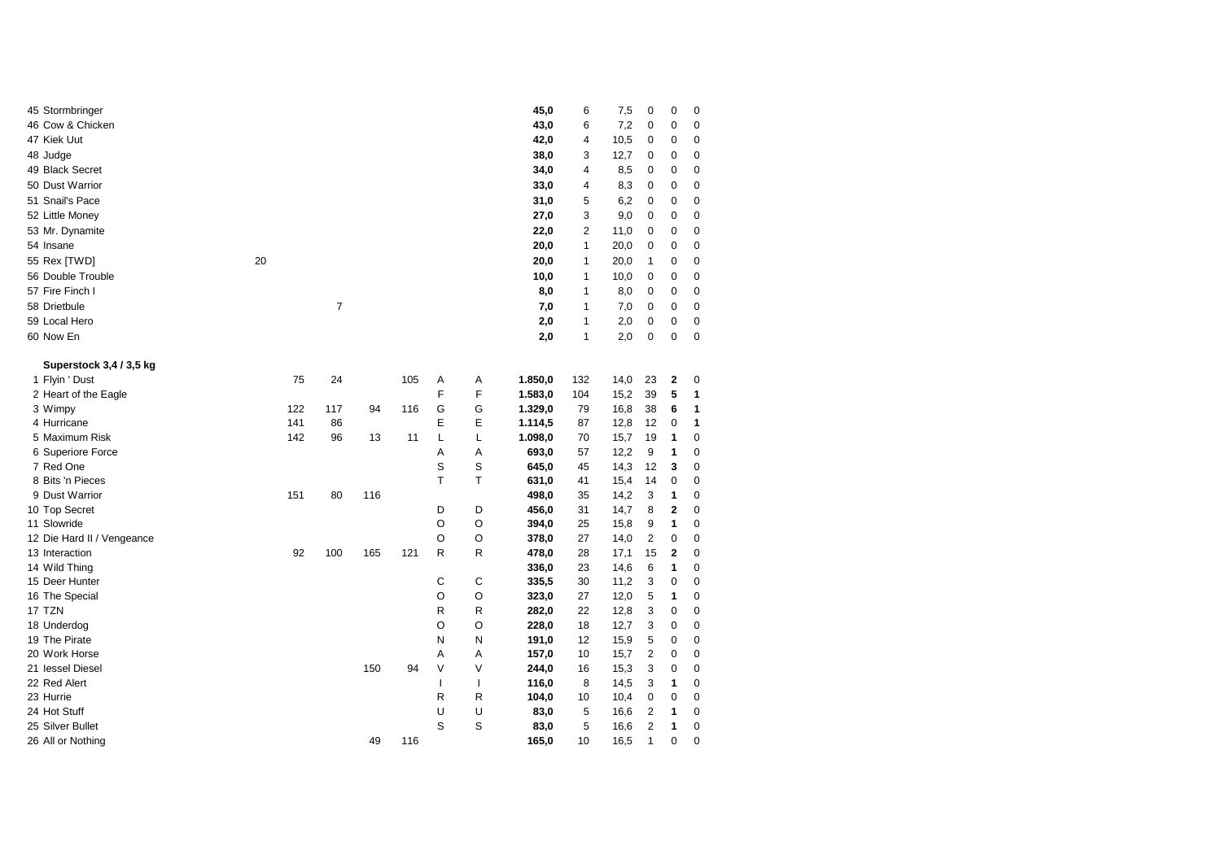| | | | | | | | | | | | | | |
|---|---|---|---|---|---|---|---|---|---|---|---|---|---|
| 45 Stormbringer | | | | | | | | **45,0** | 6 | 7,5 | 0 | 0 | 0 |
| 46 Cow & Chicken | | | | | | | | **43,0** | 6 | 7,2 | 0 | 0 | 0 |
| 47 Kiek Uut | | | | | | | | **42,0** | 4 | 10,5 | 0 | 0 | 0 |
| 48 Judge | | | | | | | | **38,0** | 3 | 12,7 | 0 | 0 | 0 |
| 49 Black Secret | | | | | | | | **34,0** | 4 | 8,5 | 0 | 0 | 0 |
| 50 Dust Warrior | | | | | | | | **33,0** | 4 | 8,3 | 0 | 0 | 0 |
| 51 Snail's Pace | | | | | | | | **31,0** | 5 | 6,2 | 0 | 0 | 0 |
| 52 Little Money | | | | | | | | **27,0** | 3 | 9,0 | 0 | 0 | 0 |
| 53 Mr. Dynamite | | | | | | | | **22,0** | 2 | 11,0 | 0 | 0 | 0 |
| 54 Insane | | | | | | | | **20,0** | 1 | 20,0 | 0 | 0 | 0 |
| 55 Rex [TWD] | 20 | | | | | | | **20,0** | 1 | 20,0 | 1 | 0 | 0 |
| 56 Double Trouble | | | | | | | | **10,0** | 1 | 10,0 | 0 | 0 | 0 |
| 57 Fire Finch I | | | | | | | | **8,0** | 1 | 8,0 | 0 | 0 | 0 |
| 58 Drietbule | | | 7 | | | | | **7,0** | 1 | 7,0 | 0 | 0 | 0 |
| 59 Local Hero | | | | | | | | **2,0** | 1 | 2,0 | 0 | 0 | 0 |
| 60 Now En | | | | | | | | **2,0** | 1 | 2,0 | 0 | 0 | 0 |
| | | | | | | | | | | | | | |
| **Superstock 3,4 / 3,5 kg** | | | | | | | | | | | | | |
| 1 Flyin ' Dust | | 75 | 24 | | 105 | A | A | **1.850,0** | 132 | 14,0 | 23 | **2** | 0 |
| 2 Heart of the Eagle | | | | | | F | F | **1.583,0** | 104 | 15,2 | 39 | **5** | **1** |
| 3 Wimpy | | 122 | 117 | 94 | 116 | G | G | **1.329,0** | 79 | 16,8 | 38 | **6** | **1** |
| 4 Hurricane | | 141 | 86 | | | E | E | **1.114,5** | 87 | 12,8 | 12 | 0 | **1** |
| 5 Maximum Risk | | 142 | 96 | 13 | 11 | L | L | **1.098,0** | 70 | 15,7 | 19 | **1** | 0 |
| 6 Superiore Force | | | | | | A | A | **693,0** | 57 | 12,2 | 9 | **1** | 0 |
| 7 Red One | | | | | | S | S | **645,0** | 45 | 14,3 | 12 | **3** | 0 |
| 8 Bits 'n Pieces | | | | | | T | T | **631,0** | 41 | 15,4 | 14 | 0 | 0 |
| 9 Dust Warrior | | 151 | 80 | 116 | | | | **498,0** | 35 | 14,2 | 3 | **1** | 0 |
| 10 Top Secret | | | | | | D | D | **456,0** | 31 | 14,7 | 8 | **2** | 0 |
| 11 Slowride | | | | | | O | O | **394,0** | 25 | 15,8 | 9 | **1** | 0 |
| 12 Die Hard II / Vengeance | | | | | | O | O | **378,0** | 27 | 14,0 | 2 | 0 | 0 |
| 13 Interaction | | 92 | 100 | 165 | 121 | R | R | **478,0** | 28 | 17,1 | 15 | **2** | 0 |
| 14 Wild Thing | | | | | | | | **336,0** | 23 | 14,6 | 6 | **1** | 0 |
| 15 Deer Hunter | | | | | | C | C | **335,5** | 30 | 11,2 | 3 | 0 | 0 |
| 16 The Special | | | | | | O | O | **323,0** | 27 | 12,0 | 5 | **1** | 0 |
| 17 TZN | | | | | | R | R | **282,0** | 22 | 12,8 | 3 | 0 | 0 |
| 18 Underdog | | | | | | O | O | **228,0** | 18 | 12,7 | 3 | 0 | 0 |
| 19 The Pirate | | | | | | N | N | **191,0** | 12 | 15,9 | 5 | 0 | 0 |
| 20 Work Horse | | | | | | A | A | **157,0** | 10 | 15,7 | 2 | 0 | 0 |
| 21 Iessel Diesel | | | | 150 | 94 | V | V | **244,0** | 16 | 15,3 | 3 | 0 | 0 |
| 22 Red Alert | | | | | | I | I | **116,0** | 8 | 14,5 | 3 | **1** | 0 |
| 23 Hurrie | | | | | | R | R | **104,0** | 10 | 10,4 | 0 | 0 | 0 |
| 24 Hot Stuff | | | | | | U | U | **83,0** | 5 | 16,6 | 2 | **1** | 0 |
| 25 Silver Bullet | | | | | | S | S | **83,0** | 5 | 16,6 | 2 | **1** | 0 |
| 26 All or Nothing | | | | 49 | 116 | | | **165,0** | 10 | 16,5 | 1 | 0 | 0 |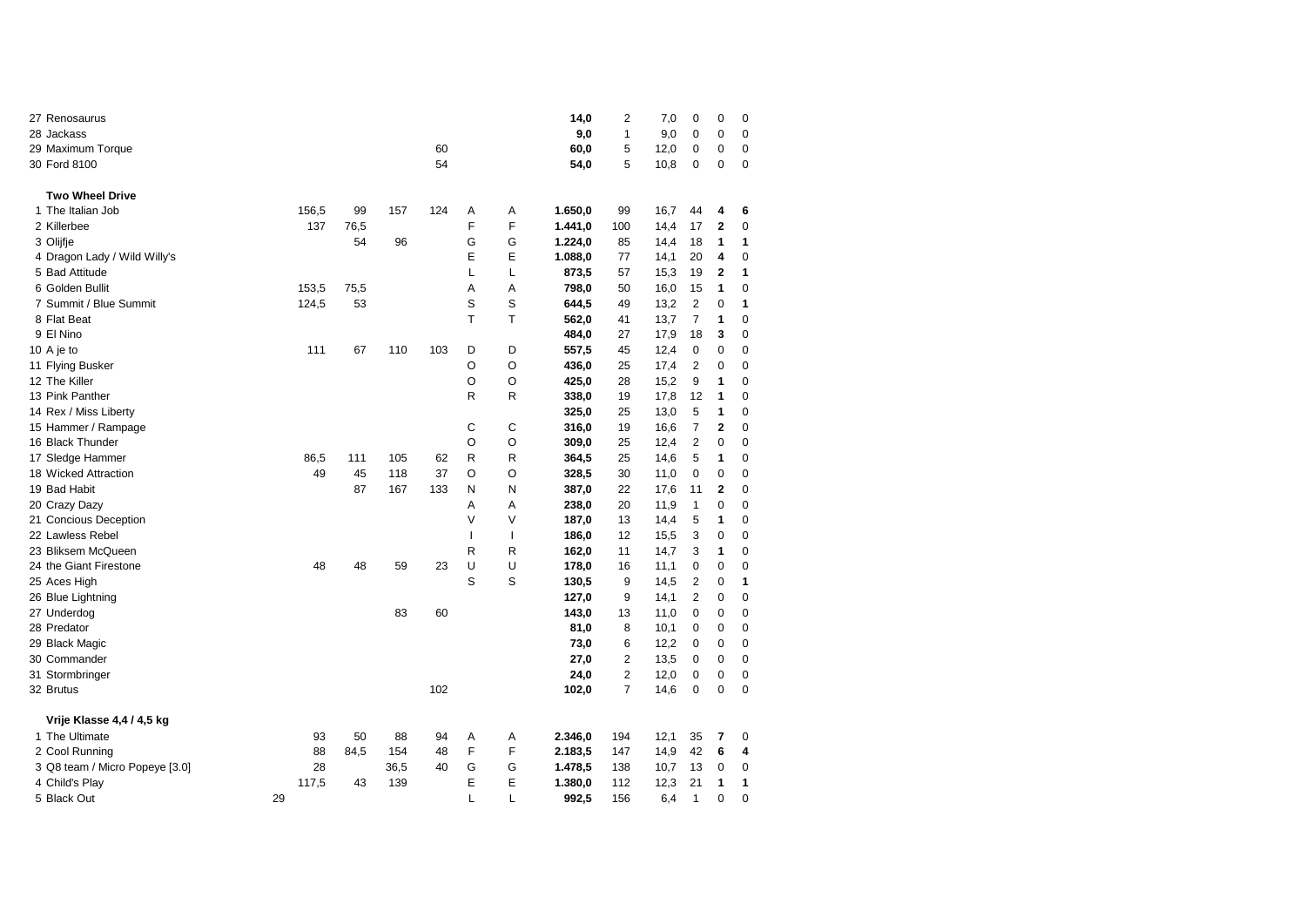| # | Name | | | | | | | | Total | | | | | |
|---|---|---|---|---|---|---|---|---|---|---|---|---|---|---|
| 27 | Renosaurus | | | | | | | | **14,0** | 2 | 7,0 | 0 | 0 | 0 |
| 28 | Jackass | | | | | | | | **9,0** | 1 | 9,0 | 0 | 0 | 0 |
| 29 | Maximum Torque | | | | | 60 | | | **60,0** | 5 | 12,0 | 0 | 0 | 0 |
| 30 | Ford 8100 | | | | | 54 | | | **54,0** | 5 | 10,8 | 0 | 0 | 0 |

**Two Wheel Drive**

| # | Name | | | | | | | Total | | | | | |
|---|---|---|---|---|---|---|---|---|---|---|---|---|---|
| 1 | The Italian Job | 156,5 | 99 | 157 | 124 | A | A | **1.650,0** | 99 | 16,7 | 44 | **4** | **6** |
| 2 | Killerbee | 137 | 76,5 | | | F | F | **1.441,0** | 100 | 14,4 | 17 | **2** | 0 |
| 3 | Olijfje | | 54 | 96 | | G | G | **1.224,0** | 85 | 14,4 | 18 | **1** | **1** |
| 4 | Dragon Lady / Wild Willy's | | | | | E | E | **1.088,0** | 77 | 14,1 | 20 | **4** | 0 |
| 5 | Bad Attitude | | | | | L | L | **873,5** | 57 | 15,3 | 19 | **2** | **1** |
| 6 | Golden Bullit | 153,5 | 75,5 | | | A | A | **798,0** | 50 | 16,0 | 15 | **1** | 0 |
| 7 | Summit / Blue Summit | 124,5 | 53 | | | S | S | **644,5** | 49 | 13,2 | 2 | 0 | **1** |
| 8 | Flat Beat | | | | | T | T | **562,0** | 41 | 13,7 | 7 | **1** | 0 |
| 9 | El Nino | | | | | | | **484,0** | 27 | 17,9 | 18 | **3** | 0 |
| 10 | A je to | 111 | 67 | 110 | 103 | D | D | **557,5** | 45 | 12,4 | 0 | 0 | 0 |
| 11 | Flying Busker | | | | | O | O | **436,0** | 25 | 17,4 | 2 | 0 | 0 |
| 12 | The Killer | | | | | O | O | **425,0** | 28 | 15,2 | 9 | **1** | 0 |
| 13 | Pink Panther | | | | | R | R | **338,0** | 19 | 17,8 | 12 | **1** | 0 |
| 14 | Rex / Miss Liberty | | | | | | | **325,0** | 25 | 13,0 | 5 | **1** | 0 |
| 15 | Hammer / Rampage | | | | | C | C | **316,0** | 19 | 16,6 | 7 | **2** | 0 |
| 16 | Black Thunder | | | | | O | O | **309,0** | 25 | 12,4 | 2 | 0 | 0 |
| 17 | Sledge Hammer | 86,5 | 111 | 105 | 62 | R | R | **364,5** | 25 | 14,6 | 5 | **1** | 0 |
| 18 | Wicked Attraction | 49 | 45 | 118 | 37 | O | O | **328,5** | 30 | 11,0 | 0 | 0 | 0 |
| 19 | Bad Habit | | 87 | 167 | 133 | N | N | **387,0** | 22 | 17,6 | 11 | **2** | 0 |
| 20 | Crazy Dazy | | | | | A | A | **238,0** | 20 | 11,9 | 1 | 0 | 0 |
| 21 | Concious Deception | | | | | V | V | **187,0** | 13 | 14,4 | 5 | **1** | 0 |
| 22 | Lawless Rebel | | | | | I | I | **186,0** | 12 | 15,5 | 3 | 0 | 0 |
| 23 | Bliksem McQueen | | | | | R | R | **162,0** | 11 | 14,7 | 3 | **1** | 0 |
| 24 | the Giant Firestone | 48 | 48 | 59 | 23 | U | U | **178,0** | 16 | 11,1 | 0 | 0 | 0 |
| 25 | Aces High | | | | | S | S | **130,5** | 9 | 14,5 | 2 | 0 | **1** |
| 26 | Blue Lightning | | | | | | | **127,0** | 9 | 14,1 | 2 | 0 | 0 |
| 27 | Underdog | | | 83 | 60 | | | **143,0** | 13 | 11,0 | 0 | 0 | 0 |
| 28 | Predator | | | | | | | **81,0** | 8 | 10,1 | 0 | 0 | 0 |
| 29 | Black Magic | | | | | | | **73,0** | 6 | 12,2 | 0 | 0 | 0 |
| 30 | Commander | | | | | | | **27,0** | 2 | 13,5 | 0 | 0 | 0 |
| 31 | Stormbringer | | | | | | | **24,0** | 2 | 12,0 | 0 | 0 | 0 |
| 32 | Brutus | | | | 102 | | | **102,0** | 7 | 14,6 | 0 | 0 | 0 |

**Vrije Klasse 4,4 / 4,5 kg**

| # | Name | | | | | | | | Total | | | | | |
|---|---|---|---|---|---|---|---|---|---|---|---|---|---|---|
| 1 | The Ultimate | | 93 | 50 | 88 | 94 | A | A | **2.346,0** | 194 | 12,1 | 35 | **7** | 0 |
| 2 | Cool Running | | 88 | 84,5 | 154 | 48 | F | F | **2.183,5** | 147 | 14,9 | 42 | **6** | **4** |
| 3 | Q8 team / Micro Popeye [3.0] | | 28 | | 36,5 | 40 | G | G | **1.478,5** | 138 | 10,7 | 13 | 0 | 0 |
| 4 | Child's Play | | 117,5 | 43 | 139 | | E | E | **1.380,0** | 112 | 12,3 | 21 | **1** | **1** |
| 5 | Black Out | 29 | | | | | L | L | **992,5** | 156 | 6,4 | 1 | 0 | 0 |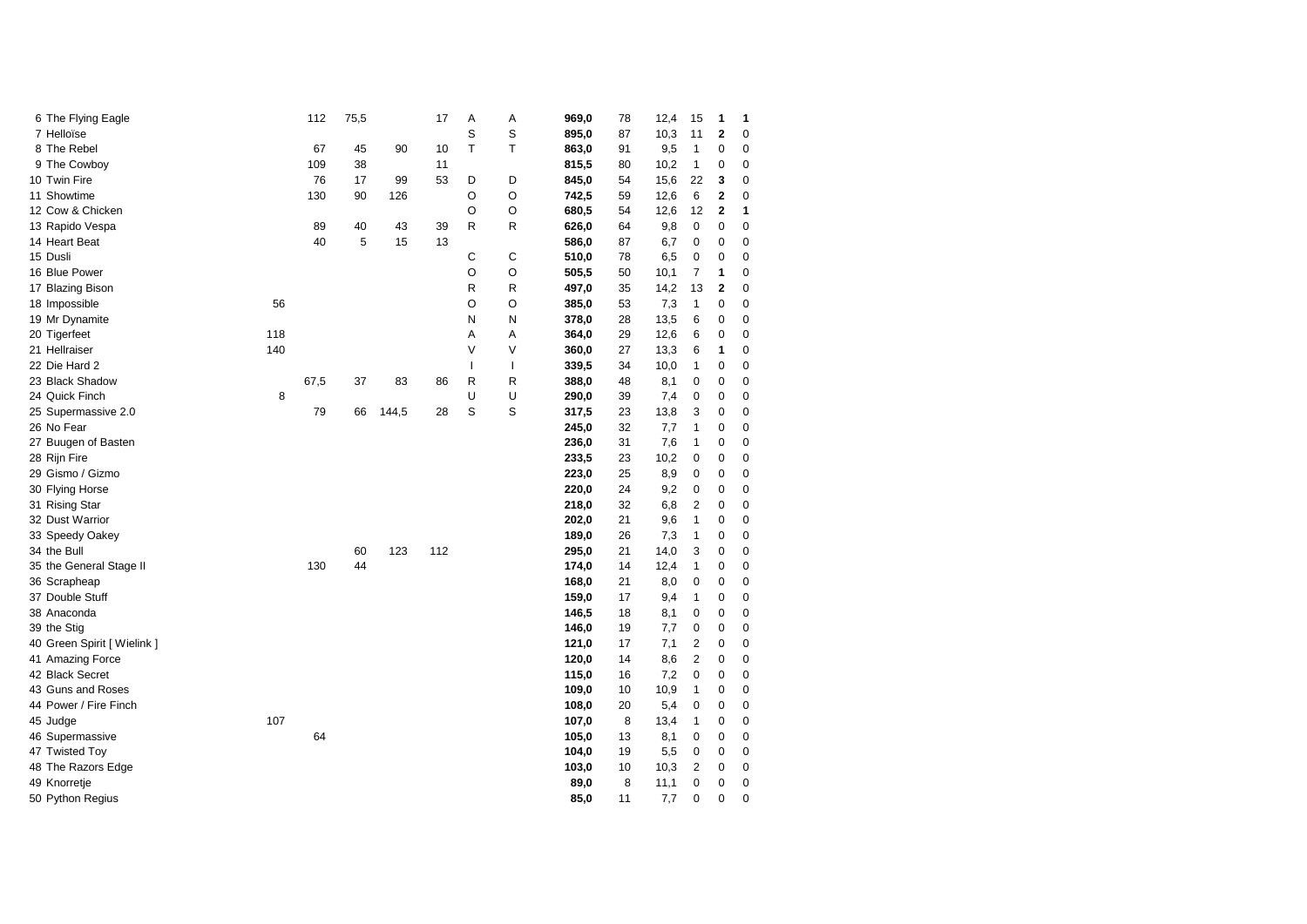| | | | | | | | | | | | | | | |
|---|---|---|---|---|---|---|---|---|---|---|---|---|---|---|
| 6 | The Flying Eagle | | 112 | 75,5 | | 17 | A | A | **969,0** | 78 | 12,4 | 15 | **1** | 1 |
| 7 | Helloïse | | | | | | S | S | **895,0** | 87 | 10,3 | 11 | **2** | 0 |
| 8 | The Rebel | | 67 | 45 | 90 | 10 | T | T | **863,0** | 91 | 9,5 | 1 | 0 | 0 |
| 9 | The Cowboy | | 109 | 38 | | 11 | | | **815,5** | 80 | 10,2 | 1 | 0 | 0 |
| 10 | Twin Fire | | 76 | 17 | 99 | 53 | D | D | **845,0** | 54 | 15,6 | 22 | **3** | 0 |
| 11 | Showtime | | 130 | 90 | 126 | | O | O | **742,5** | 59 | 12,6 | 6 | **2** | 0 |
| 12 | Cow & Chicken | | | | | | O | O | **680,5** | 54 | 12,6 | 12 | **2** | 1 |
| 13 | Rapido Vespa | | 89 | 40 | 43 | 39 | R | R | **626,0** | 64 | 9,8 | 0 | 0 | 0 |
| 14 | Heart Beat | | 40 | 5 | 15 | 13 | | | **586,0** | 87 | 6,7 | 0 | 0 | 0 |
| 15 | Dusli | | | | | | C | C | **510,0** | 78 | 6,5 | 0 | 0 | 0 |
| 16 | Blue Power | | | | | | O | O | **505,5** | 50 | 10,1 | 7 | **1** | 0 |
| 17 | Blazing Bison | | | | | | R | R | **497,0** | 35 | 14,2 | 13 | **2** | 0 |
| 18 | Impossible | 56 | | | | | O | O | **385,0** | 53 | 7,3 | 1 | 0 | 0 |
| 19 | Mr Dynamite | | | | | | N | N | **378,0** | 28 | 13,5 | 6 | 0 | 0 |
| 20 | Tigerfeet | 118 | | | | | A | A | **364,0** | 29 | 12,6 | 6 | 0 | 0 |
| 21 | Hellraiser | 140 | | | | | V | V | **360,0** | 27 | 13,3 | 6 | **1** | 0 |
| 22 | Die Hard 2 | | | | | | I | I | **339,5** | 34 | 10,0 | 1 | 0 | 0 |
| 23 | Black Shadow | | 67,5 | 37 | 83 | 86 | R | R | **388,0** | 48 | 8,1 | 0 | 0 | 0 |
| 24 | Quick Finch | 8 | | | | | U | U | **290,0** | 39 | 7,4 | 0 | 0 | 0 |
| 25 | Supermassive 2.0 | | 79 | 66 | 144,5 | 28 | S | S | **317,5** | 23 | 13,8 | 3 | 0 | 0 |
| 26 | No Fear | | | | | | | | **245,0** | 32 | 7,7 | 1 | 0 | 0 |
| 27 | Buugen of Basten | | | | | | | | **236,0** | 31 | 7,6 | 1 | 0 | 0 |
| 28 | Rijn Fire | | | | | | | | **233,5** | 23 | 10,2 | 0 | 0 | 0 |
| 29 | Gismo / Gizmo | | | | | | | | **223,0** | 25 | 8,9 | 0 | 0 | 0 |
| 30 | Flying Horse | | | | | | | | **220,0** | 24 | 9,2 | 0 | 0 | 0 |
| 31 | Rising Star | | | | | | | | **218,0** | 32 | 6,8 | 2 | 0 | 0 |
| 32 | Dust Warrior | | | | | | | | **202,0** | 21 | 9,6 | 1 | 0 | 0 |
| 33 | Speedy Oakey | | | | | | | | **189,0** | 26 | 7,3 | 1 | 0 | 0 |
| 34 | the Bull | | | 60 | 123 | 112 | | | **295,0** | 21 | 14,0 | 3 | 0 | 0 |
| 35 | the General Stage II | | 130 | 44 | | | | | **174,0** | 14 | 12,4 | 1 | 0 | 0 |
| 36 | Scrapheap | | | | | | | | **168,0** | 21 | 8,0 | 0 | 0 | 0 |
| 37 | Double Stuff | | | | | | | | **159,0** | 17 | 9,4 | 1 | 0 | 0 |
| 38 | Anaconda | | | | | | | | **146,5** | 18 | 8,1 | 0 | 0 | 0 |
| 39 | the Stig | | | | | | | | **146,0** | 19 | 7,7 | 0 | 0 | 0 |
| 40 | Green Spirit [ Wielink ] | | | | | | | | **121,0** | 17 | 7,1 | 2 | 0 | 0 |
| 41 | Amazing Force | | | | | | | | **120,0** | 14 | 8,6 | 2 | 0 | 0 |
| 42 | Black Secret | | | | | | | | **115,0** | 16 | 7,2 | 0 | 0 | 0 |
| 43 | Guns and Roses | | | | | | | | **109,0** | 10 | 10,9 | 1 | 0 | 0 |
| 44 | Power / Fire Finch | | | | | | | | **108,0** | 20 | 5,4 | 0 | 0 | 0 |
| 45 | Judge | 107 | | | | | | | **107,0** | 8 | 13,4 | 1 | 0 | 0 |
| 46 | Supermassive | | 64 | | | | | | **105,0** | 13 | 8,1 | 0 | 0 | 0 |
| 47 | Twisted Toy | | | | | | | | **104,0** | 19 | 5,5 | 0 | 0 | 0 |
| 48 | The Razors Edge | | | | | | | | **103,0** | 10 | 10,3 | 2 | 0 | 0 |
| 49 | Knorretje | | | | | | | | **89,0** | 8 | 11,1 | 0 | 0 | 0 |
| 50 | Python Regius | | | | | | | | **85,0** | 11 | 7,7 | 0 | 0 | 0 |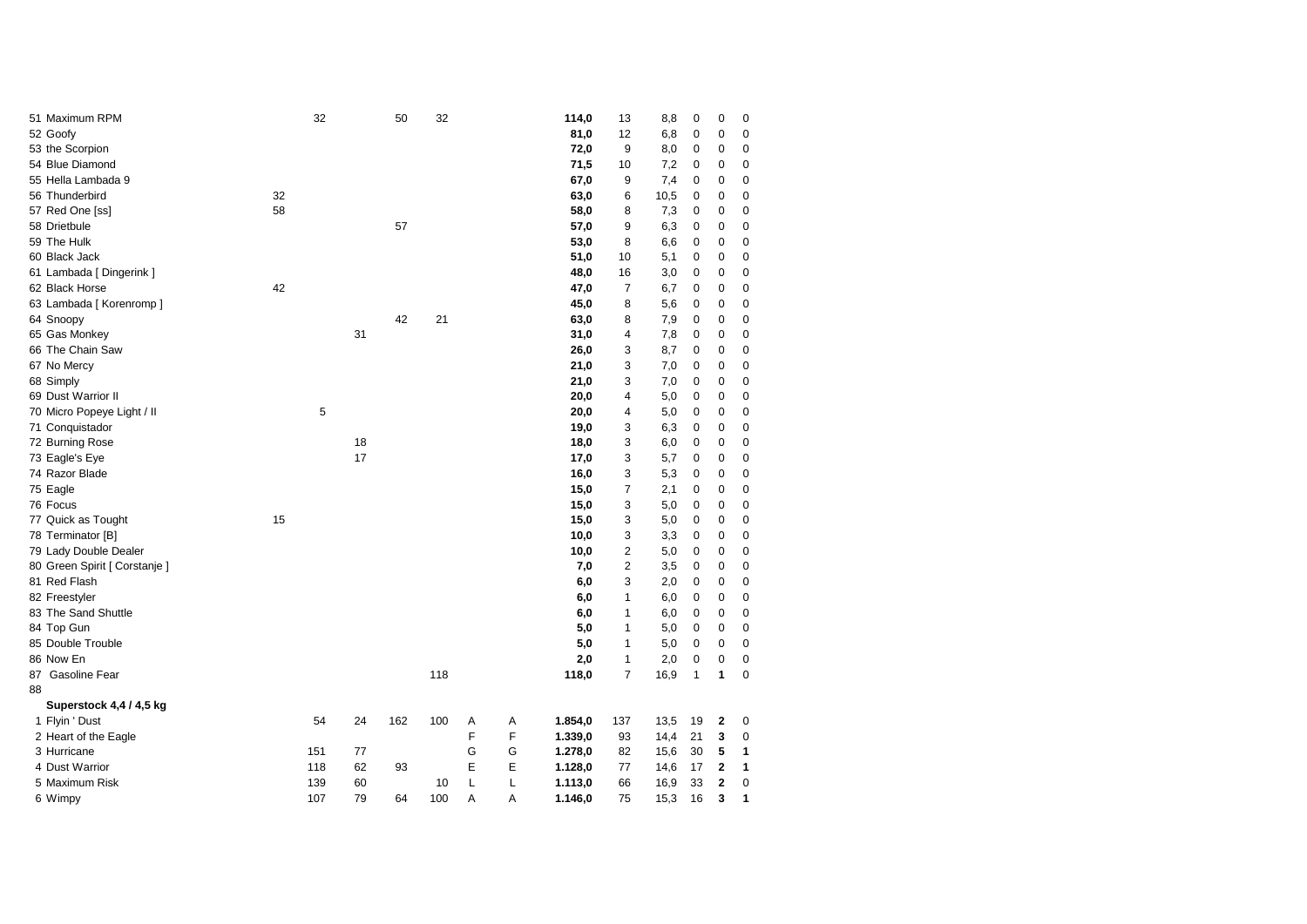| | | | | | | | | | | | | | | |
|---|---|---|---|---|---|---|---|---|---|---|---|---|---|---|
| 51 | Maximum RPM | | 32 | | 50 | 32 | | | **114,0** | 13 | 8,8 | 0 | 0 | 0 |
| 52 | Goofy | | | | | | | | **81,0** | 12 | 6,8 | 0 | 0 | 0 |
| 53 | the Scorpion | | | | | | | | **72,0** | 9 | 8,0 | 0 | 0 | 0 |
| 54 | Blue Diamond | | | | | | | | **71,5** | 10 | 7,2 | 0 | 0 | 0 |
| 55 | Hella Lambada 9 | | | | | | | | **67,0** | 9 | 7,4 | 0 | 0 | 0 |
| 56 | Thunderbird | 32 | | | | | | | **63,0** | 6 | 10,5 | 0 | 0 | 0 |
| 57 | Red One [ss] | 58 | | | | | | | **58,0** | 8 | 7,3 | 0 | 0 | 0 |
| 58 | Drietbule | | | | 57 | | | | **57,0** | 9 | 6,3 | 0 | 0 | 0 |
| 59 | The Hulk | | | | | | | | **53,0** | 8 | 6,6 | 0 | 0 | 0 |
| 60 | Black Jack | | | | | | | | **51,0** | 10 | 5,1 | 0 | 0 | 0 |
| 61 | Lambada [ Dingerink ] | | | | | | | | **48,0** | 16 | 3,0 | 0 | 0 | 0 |
| 62 | Black Horse | 42 | | | | | | | **47,0** | 7 | 6,7 | 0 | 0 | 0 |
| 63 | Lambada [ Korenromp ] | | | | | | | | **45,0** | 8 | 5,6 | 0 | 0 | 0 |
| 64 | Snoopy | | | | 42 | 21 | | | **63,0** | 8 | 7,9 | 0 | 0 | 0 |
| 65 | Gas Monkey | | | 31 | | | | | **31,0** | 4 | 7,8 | 0 | 0 | 0 |
| 66 | The Chain Saw | | | | | | | | **26,0** | 3 | 8,7 | 0 | 0 | 0 |
| 67 | No Mercy | | | | | | | | **21,0** | 3 | 7,0 | 0 | 0 | 0 |
| 68 | Simply | | | | | | | | **21,0** | 3 | 7,0 | 0 | 0 | 0 |
| 69 | Dust Warrior II | | | | | | | | **20,0** | 4 | 5,0 | 0 | 0 | 0 |
| 70 | Micro Popeye Light / II | | 5 | | | | | | **20,0** | 4 | 5,0 | 0 | 0 | 0 |
| 71 | Conquistador | | | | | | | | **19,0** | 3 | 6,3 | 0 | 0 | 0 |
| 72 | Burning Rose | | | 18 | | | | | **18,0** | 3 | 6,0 | 0 | 0 | 0 |
| 73 | Eagle's Eye | | | 17 | | | | | **17,0** | 3 | 5,7 | 0 | 0 | 0 |
| 74 | Razor Blade | | | | | | | | **16,0** | 3 | 5,3 | 0 | 0 | 0 |
| 75 | Eagle | | | | | | | | **15,0** | 7 | 2,1 | 0 | 0 | 0 |
| 76 | Focus | | | | | | | | **15,0** | 3 | 5,0 | 0 | 0 | 0 |
| 77 | Quick as Tought | 15 | | | | | | | **15,0** | 3 | 5,0 | 0 | 0 | 0 |
| 78 | Terminator [B] | | | | | | | | **10,0** | 3 | 3,3 | 0 | 0 | 0 |
| 79 | Lady Double Dealer | | | | | | | | **10,0** | 2 | 5,0 | 0 | 0 | 0 |
| 80 | Green Spirit [ Corstanje ] | | | | | | | | **7,0** | 2 | 3,5 | 0 | 0 | 0 |
| 81 | Red Flash | | | | | | | | **6,0** | 3 | 2,0 | 0 | 0 | 0 |
| 82 | Freestyler | | | | | | | | **6,0** | 1 | 6,0 | 0 | 0 | 0 |
| 83 | The Sand Shuttle | | | | | | | | **6,0** | 1 | 6,0 | 0 | 0 | 0 |
| 84 | Top Gun | | | | | | | | **5,0** | 1 | 5,0 | 0 | 0 | 0 |
| 85 | Double Trouble | | | | | | | | **5,0** | 1 | 5,0 | 0 | 0 | 0 |
| 86 | Now En | | | | | | | | **2,0** | 1 | 2,0 | 0 | 0 | 0 |
| 87 | Gasoline Fear | | | | | 118 | | | **118,0** | 7 | 16,9 | 1 | **1** | 0 |
| 88 | | | | | | | | | | | | | | |
| | **Superstock 4,4 / 4,5 kg** | | | | | | | | | | | | | |
| 1 | Flyin ' Dust | | 54 | 24 | 162 | 100 | A | A | **1.854,0** | 137 | 13,5 | 19 | **2** | 0 |
| 2 | Heart of the Eagle | | | | | | F | F | **1.339,0** | 93 | 14,4 | 21 | **3** | 0 |
| 3 | Hurricane | | 151 | 77 | | | G | G | **1.278,0** | 82 | 15,6 | 30 | **5** | **1** |
| 4 | Dust Warrior | | 118 | 62 | 93 | | E | E | **1.128,0** | 77 | 14,6 | 17 | **2** | **1** |
| 5 | Maximum Risk | | 139 | 60 | | 10 | L | L | **1.113,0** | 66 | 16,9 | 33 | **2** | 0 |
| 6 | Wimpy | | 107 | 79 | 64 | 100 | A | A | **1.146,0** | 75 | 15,3 | 16 | **3** | **1** |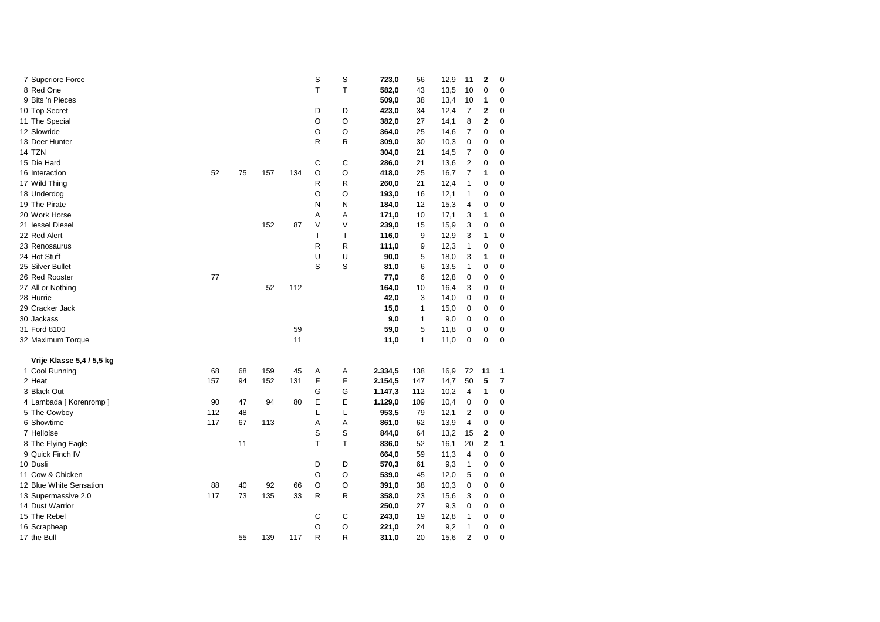| | | | | | | | | | | | | | |
|---|---|---|---|---|---|---|---|---|---|---|---|---|---|
| 7 | Superiore Force | | | | | S | S | **723,0** | 56 | 12,9 | 11 | **2** | 0 |
| 8 | Red One | | | | | T | T | **582,0** | 43 | 13,5 | 10 | 0 | 0 |
| 9 | Bits 'n Pieces | | | | | | | **509,0** | 38 | 13,4 | 10 | **1** | 0 |
| 10 | Top Secret | | | | | D | D | **423,0** | 34 | 12,4 | 7 | **2** | 0 |
| 11 | The Special | | | | | O | O | **382,0** | 27 | 14,1 | 8 | **2** | 0 |
| 12 | Slowride | | | | | O | O | **364,0** | 25 | 14,6 | 7 | 0 | 0 |
| 13 | Deer Hunter | | | | | R | R | **309,0** | 30 | 10,3 | 0 | 0 | 0 |
| 14 | TZN | | | | | | | **304,0** | 21 | 14,5 | 7 | 0 | 0 |
| 15 | Die Hard | | | | | C | C | **286,0** | 21 | 13,6 | 2 | 0 | 0 |
| 16 | Interaction | 52 | 75 | 157 | 134 | O | O | **418,0** | 25 | 16,7 | 7 | **1** | 0 |
| 17 | Wild Thing | | | | | R | R | **260,0** | 21 | 12,4 | 1 | 0 | 0 |
| 18 | Underdog | | | | | O | O | **193,0** | 16 | 12,1 | 1 | 0 | 0 |
| 19 | The Pirate | | | | | N | N | **184,0** | 12 | 15,3 | 4 | 0 | 0 |
| 20 | Work Horse | | | | | A | A | **171,0** | 10 | 17,1 | 3 | **1** | 0 |
| 21 | Iessel Diesel | | | 152 | 87 | V | V | **239,0** | 15 | 15,9 | 3 | 0 | 0 |
| 22 | Red Alert | | | | | I | I | **116,0** | 9 | 12,9 | 3 | **1** | 0 |
| 23 | Renosaurus | | | | | R | R | **111,0** | 9 | 12,3 | 1 | 0 | 0 |
| 24 | Hot Stuff | | | | | U | U | **90,0** | 5 | 18,0 | 3 | **1** | 0 |
| 25 | Silver Bullet | | | | | S | S | **81,0** | 6 | 13,5 | 1 | 0 | 0 |
| 26 | Red Rooster | 77 | | | | | | **77,0** | 6 | 12,8 | 0 | 0 | 0 |
| 27 | All or Nothing | | | 52 | 112 | | | **164,0** | 10 | 16,4 | 3 | 0 | 0 |
| 28 | Hurrie | | | | | | | **42,0** | 3 | 14,0 | 0 | 0 | 0 |
| 29 | Cracker Jack | | | | | | | **15,0** | 1 | 15,0 | 0 | 0 | 0 |
| 30 | Jackass | | | | | | | **9,0** | 1 | 9,0 | 0 | 0 | 0 |
| 31 | Ford 8100 | | | | 59 | | | **59,0** | 5 | 11,8 | 0 | 0 | 0 |
| 32 | Maximum Torque | | | | 11 | | | **11,0** | 1 | 11,0 | 0 | 0 | 0 |
| | **Vrije Klasse 5,4 / 5,5 kg** | | | | | | | | | | | | |
| 1 | Cool Running | 68 | 68 | 159 | 45 | A | A | **2.334,5** | 138 | 16,9 | 72 | **11** | **1** |
| 2 | Heat | 157 | 94 | 152 | 131 | F | F | **2.154,5** | 147 | 14,7 | 50 | **5** | **7** |
| 3 | Black Out | | | | | G | G | **1.147,3** | 112 | 10,2 | 4 | **1** | 0 |
| 4 | Lambada [ Korenromp ] | 90 | 47 | 94 | 80 | E | E | **1.129,0** | 109 | 10,4 | 0 | 0 | 0 |
| 5 | The Cowboy | 112 | 48 | | | L | L | **953,5** | 79 | 12,1 | 2 | 0 | 0 |
| 6 | Showtime | 117 | 67 | 113 | | A | A | **861,0** | 62 | 13,9 | 4 | 0 | 0 |
| 7 | Helloíse | | | | | S | S | **844,0** | 64 | 13,2 | 15 | **2** | 0 |
| 8 | The Flying Eagle | | 11 | | | T | T | **836,0** | 52 | 16,1 | 20 | **2** | **1** |
| 9 | Quick Finch IV | | | | | | | **664,0** | 59 | 11,3 | 4 | 0 | 0 |
| 10 | Dusli | | | | | D | D | **570,3** | 61 | 9,3 | 1 | 0 | 0 |
| 11 | Cow & Chicken | | | | | O | O | **539,0** | 45 | 12,0 | 5 | 0 | 0 |
| 12 | Blue White Sensation | 88 | 40 | 92 | 66 | O | O | **391,0** | 38 | 10,3 | 0 | 0 | 0 |
| 13 | Supermassive 2.0 | 117 | 73 | 135 | 33 | R | R | **358,0** | 23 | 15,6 | 3 | 0 | 0 |
| 14 | Dust Warrior | | | | | | | **250,0** | 27 | 9,3 | 0 | 0 | 0 |
| 15 | The Rebel | | | | | C | C | **243,0** | 19 | 12,8 | 1 | 0 | 0 |
| 16 | Scrapheap | | | | | O | O | **221,0** | 24 | 9,2 | 1 | 0 | 0 |
| 17 | the Bull | | 55 | 139 | 117 | R | R | **311,0** | 20 | 15,6 | 2 | 0 | 0 |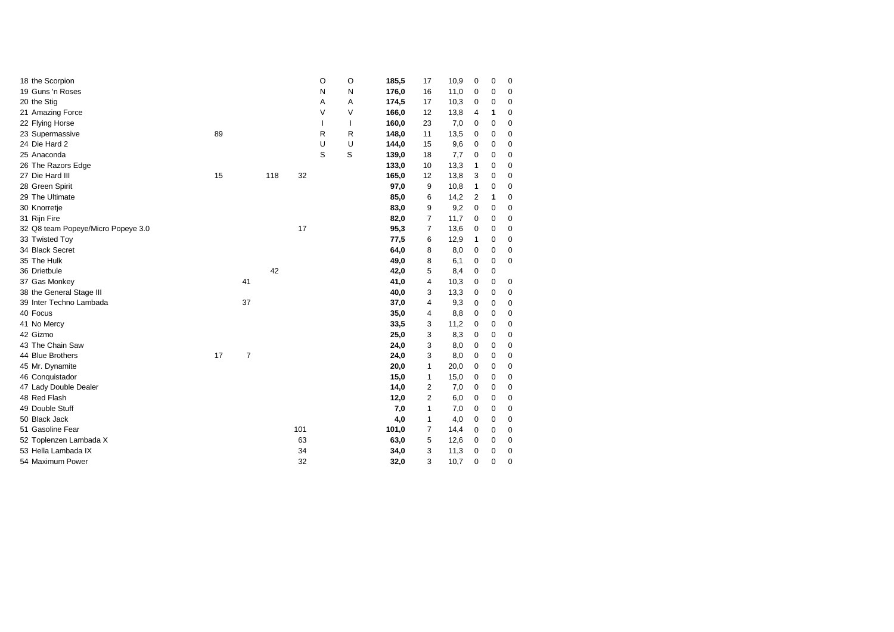| | | | | | | | | | | | | | |
|---|---|---|---|---|---|---|---|---|---|---|---|---|---|
| 18 | the Scorpion | | | | | O | O | **185,5** | 17 | 10,9 | 0 | 0 | 0 |
| 19 | Guns 'n Roses | | | | | N | N | **176,0** | 16 | 11,0 | 0 | 0 | 0 |
| 20 | the Stig | | | | | A | A | **174,5** | 17 | 10,3 | 0 | 0 | 0 |
| 21 | Amazing Force | | | | | V | V | **166,0** | 12 | 13,8 | 4 | **1** | 0 |
| 22 | Flying Horse | | | | | I | I | **160,0** | 23 | 7,0 | 0 | 0 | 0 |
| 23 | Supermassive | 89 | | | | R | R | **148,0** | 11 | 13,5 | 0 | 0 | 0 |
| 24 | Die Hard 2 | | | | | U | U | **144,0** | 15 | 9,6 | 0 | 0 | 0 |
| 25 | Anaconda | | | | | S | S | **139,0** | 18 | 7,7 | 0 | 0 | 0 |
| 26 | The Razors Edge | | | | | | | **133,0** | 10 | 13,3 | 1 | 0 | 0 |
| 27 | Die Hard III | 15 | | 118 | 32 | | | **165,0** | 12 | 13,8 | 3 | 0 | 0 |
| 28 | Green Spirit | | | | | | | **97,0** | 9 | 10,8 | 1 | 0 | 0 |
| 29 | The Ultimate | | | | | | | **85,0** | 6 | 14,2 | 2 | **1** | 0 |
| 30 | Knorretje | | | | | | | **83,0** | 9 | 9,2 | 0 | 0 | 0 |
| 31 | Rijn Fire | | | | | | | **82,0** | 7 | 11,7 | 0 | 0 | 0 |
| 32 | Q8 team Popeye/Micro Popeye 3.0 | | | | 17 | | | **95,3** | 7 | 13,6 | 0 | 0 | 0 |
| 33 | Twisted Toy | | | | | | | **77,5** | 6 | 12,9 | 1 | 0 | 0 |
| 34 | Black Secret | | | | | | | **64,0** | 8 | 8,0 | 0 | 0 | 0 |
| 35 | The Hulk | | | | | | | **49,0** | 8 | 6,1 | 0 | 0 | 0 |
| 36 | Drietbule | | | 42 | | | | **42,0** | 5 | 8,4 | 0 | 0 | |
| 37 | Gas Monkey | | 41 | | | | | **41,0** | 4 | 10,3 | 0 | 0 | 0 |
| 38 | the General Stage III | | | | | | | **40,0** | 3 | 13,3 | 0 | 0 | 0 |
| 39 | Inter Techno Lambada | | 37 | | | | | **37,0** | 4 | 9,3 | 0 | 0 | 0 |
| 40 | Focus | | | | | | | **35,0** | 4 | 8,8 | 0 | 0 | 0 |
| 41 | No Mercy | | | | | | | **33,5** | 3 | 11,2 | 0 | 0 | 0 |
| 42 | Gizmo | | | | | | | **25,0** | 3 | 8,3 | 0 | 0 | 0 |
| 43 | The Chain Saw | | | | | | | **24,0** | 3 | 8,0 | 0 | 0 | 0 |
| 44 | Blue Brothers | 17 | 7 | | | | | **24,0** | 3 | 8,0 | 0 | 0 | 0 |
| 45 | Mr. Dynamite | | | | | | | **20,0** | 1 | 20,0 | 0 | 0 | 0 |
| 46 | Conquistador | | | | | | | **15,0** | 1 | 15,0 | 0 | 0 | 0 |
| 47 | Lady Double Dealer | | | | | | | **14,0** | 2 | 7,0 | 0 | 0 | 0 |
| 48 | Red Flash | | | | | | | **12,0** | 2 | 6,0 | 0 | 0 | 0 |
| 49 | Double Stuff | | | | | | | **7,0** | 1 | 7,0 | 0 | 0 | 0 |
| 50 | Black Jack | | | | | | | **4,0** | 1 | 4,0 | 0 | 0 | 0 |
| 51 | Gasoline Fear | | | | 101 | | | **101,0** | 7 | 14,4 | 0 | 0 | 0 |
| 52 | Toplenzen Lambada X | | | | 63 | | | **63,0** | 5 | 12,6 | 0 | 0 | 0 |
| 53 | Hella Lambada IX | | | | 34 | | | **34,0** | 3 | 11,3 | 0 | 0 | 0 |
| 54 | Maximum Power | | | | 32 | | | **32,0** | 3 | 10,7 | 0 | 0 | 0 |